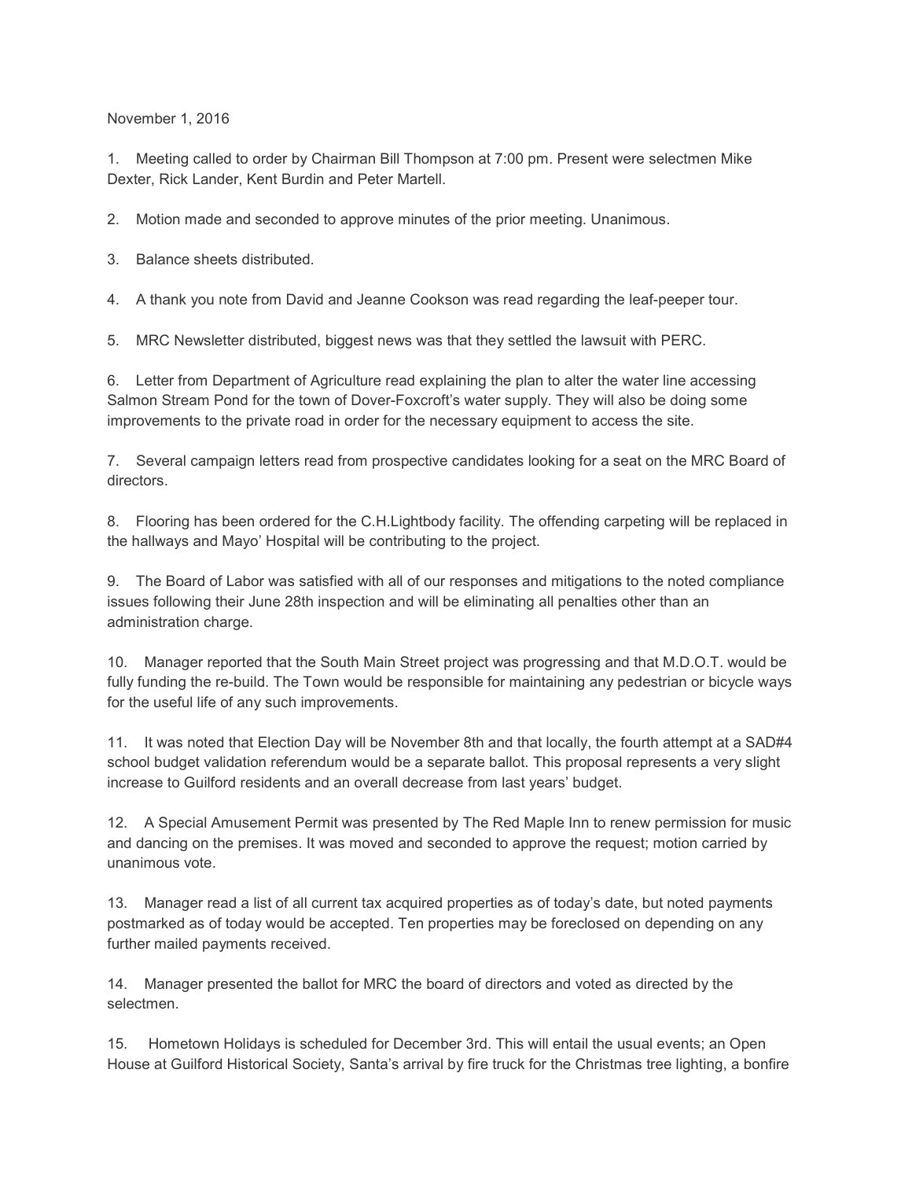November 1, 2016

1. Meeting called to order by Chairman Bill Thompson at 7:00 pm. Present were selectmen Mike Dexter, Rick Lander, Kent Burdin and Peter Martell.

2. Motion made and seconded to approve minutes of the prior meeting. Unanimous.

3. Balance sheets distributed.

4. A thank you note from David and Jeanne Cookson was read regarding the leaf-peeper tour.

5. MRC Newsletter distributed, biggest news was that they settled the lawsuit with PERC.

6. Letter from Department of Agriculture read explaining the plan to alter the water line accessing Salmon Stream Pond for the town of Dover-Foxcroft's water supply. They will also be doing some improvements to the private road in order for the necessary equipment to access the site.

7. Several campaign letters read from prospective candidates looking for a seat on the MRC Board of directors.

8. Flooring has been ordered for the C.H.Lightbody facility. The offending carpeting will be replaced in the hallways and Mayo' Hospital will be contributing to the project.

9. The Board of Labor was satisfied with all of our responses and mitigations to the noted compliance issues following their June 28th inspection and will be eliminating all penalties other than an administration charge.

10. Manager reported that the South Main Street project was progressing and that M.D.O.T. would be fully funding the re-build. The Town would be responsible for maintaining any pedestrian or bicycle ways for the useful life of any such improvements.

11. It was noted that Election Day will be November 8th and that locally, the fourth attempt at a SAD#4 school budget validation referendum would be a separate ballot. This proposal represents a very slight increase to Guilford residents and an overall decrease from last years' budget.

12. A Special Amusement Permit was presented by The Red Maple Inn to renew permission for music and dancing on the premises. It was moved and seconded to approve the request; motion carried by unanimous vote.

13. Manager read a list of all current tax acquired properties as of today's date, but noted payments postmarked as of today would be accepted. Ten properties may be foreclosed on depending on any further mailed payments received.

14. Manager presented the ballot for MRC the board of directors and voted as directed by the selectmen.

15. Hometown Holidays is scheduled for December 3rd. This will entail the usual events; an Open House at Guilford Historical Society, Santa's arrival by fire truck for the Christmas tree lighting, a bonfire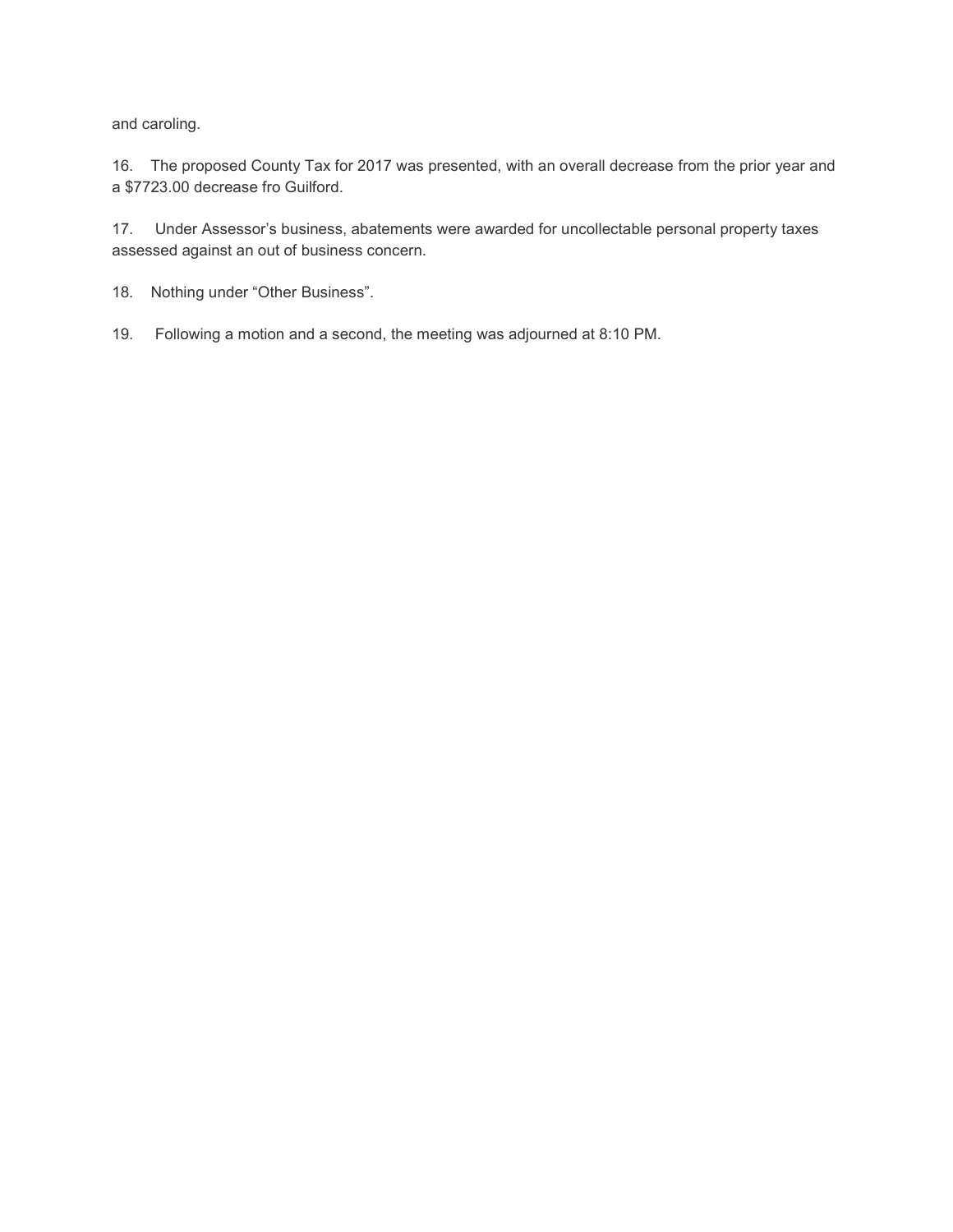and caroling.

16. The proposed County Tax for 2017 was presented, with an overall decrease from the prior year and a $7723.00 decrease fro Guilford.

17. Under Assessor's business, abatements were awarded for uncollectable personal property taxes assessed against an out of business concern.

18. Nothing under "Other Business".

19. Following a motion and a second, the meeting was adjourned at 8:10 PM.